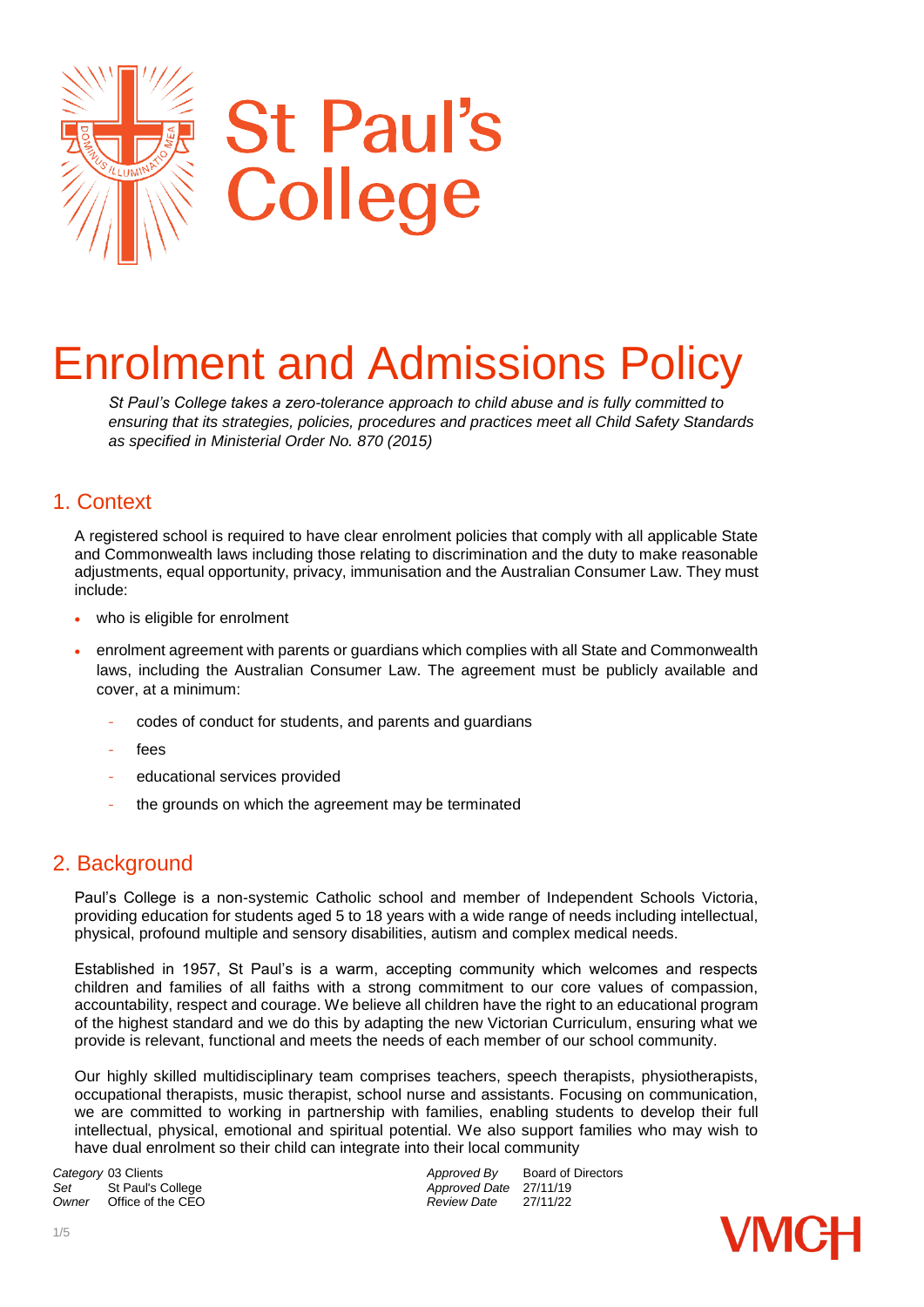# St Paul's College

# Enrolment and Admissions Policy

*St Paul's College takes a zero-tolerance approach to child abuse and is fully committed to ensuring that its strategies, policies, procedures and practices meet all Child Safety Standards as specified in Ministerial Order No. 870 (2015)*

## 1. Context

A registered school is required to have clear enrolment policies that comply with all applicable State and Commonwealth laws including those relating to discrimination and the duty to make reasonable adjustments, equal opportunity, privacy, immunisation and the Australian Consumer Law. They must include:

- who is eligible for enrolment
- enrolment agreement with parents or guardians which complies with all State and Commonwealth laws, including the Australian Consumer Law. The agreement must be publicly available and cover, at a minimum:
    - codes of conduct for students, and parents and guardians
    - fees
    - educational services provided
    - the grounds on which the agreement may be terminated

## 2. Background

Paul's College is a non-systemic Catholic school and member of Independent Schools Victoria, providing education for students aged 5 to 18 years with a wide range of needs including intellectual, physical, profound multiple and sensory disabilities, autism and complex medical needs.

Established in 1957, St Paul's is a warm, accepting community which welcomes and respects children and families of all faiths with a strong commitment to our core values of compassion, accountability, respect and courage. We believe all children have the right to an educational program of the highest standard and we do this by adapting the new Victorian Curriculum, ensuring what we provide is relevant, functional and meets the needs of each member of our school community.

Our highly skilled multidisciplinary team comprises teachers, speech therapists, physiotherapists, occupational therapists, music therapist, school nurse and assistants. Focusing on communication, we are committed to working in partnership with families, enabling students to develop their full intellectual, physical, emotional and spiritual potential. We also support families who may wish to have dual enrolment so their child can integrate into their local community

| | | | |
|---|---|---|---|
| *Category* | 03 Clients | *Approved By* | Board of Directors |
| *Set* | St Paul's College | *Approved Date* | 27/11/19 |
| *Owner* | Office of the CEO | *Review Date* | 27/11/22 |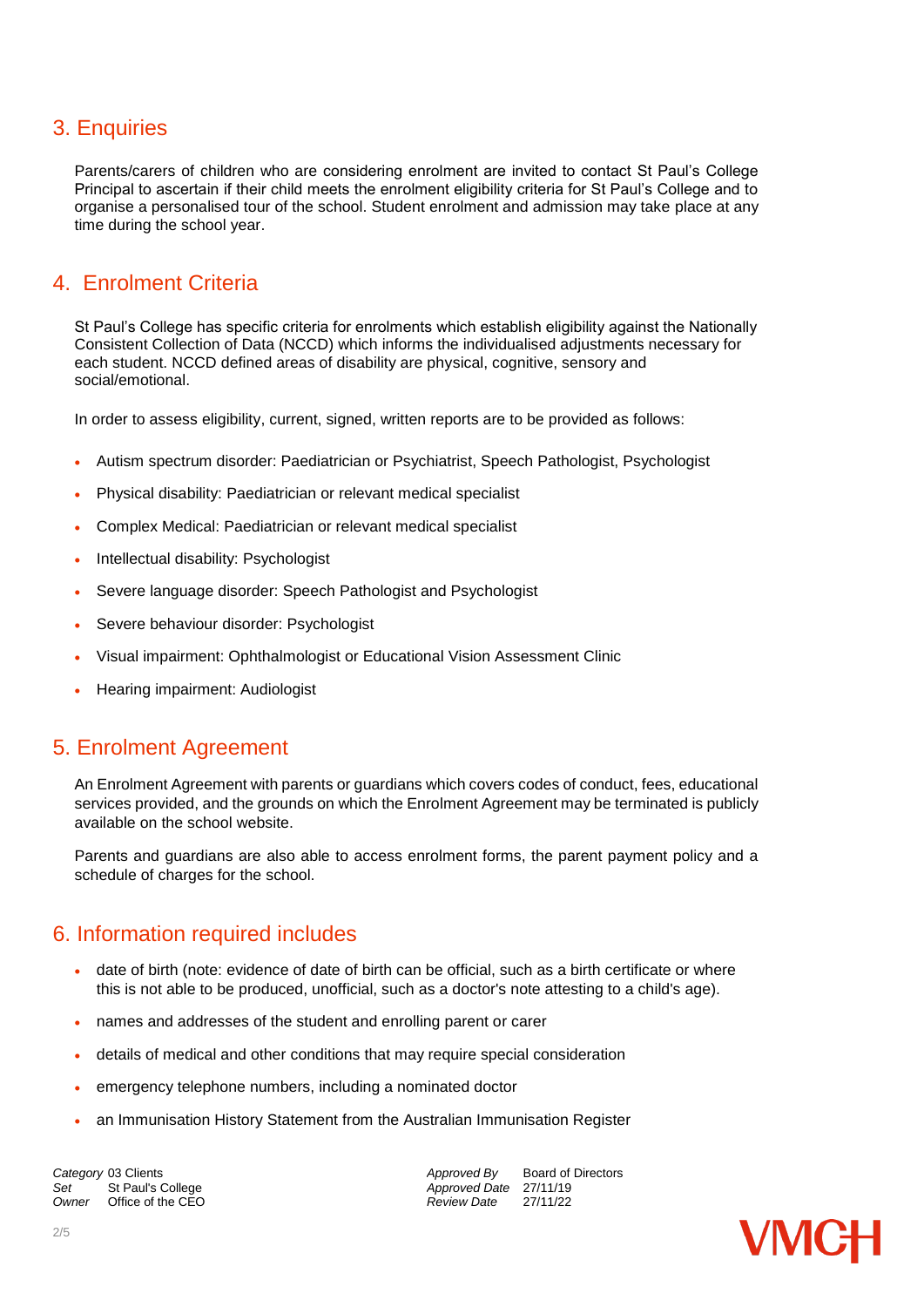## 3. Enquiries

Parents/carers of children who are considering enrolment are invited to contact St Paul's College Principal to ascertain if their child meets the enrolment eligibility criteria for St Paul's College and to organise a personalised tour of the school. Student enrolment and admission may take place at any time during the school year.

## 4. Enrolment Criteria

St Paul's College has specific criteria for enrolments which establish eligibility against the Nationally Consistent Collection of Data (NCCD) which informs the individualised adjustments necessary for each student. NCCD defined areas of disability are physical, cognitive, sensory and social/emotional.

In order to assess eligibility, current, signed, written reports are to be provided as follows:

- Autism spectrum disorder: Paediatrician or Psychiatrist, Speech Pathologist, Psychologist
- Physical disability: Paediatrician or relevant medical specialist
- Complex Medical: Paediatrician or relevant medical specialist
- Intellectual disability: Psychologist
- Severe language disorder: Speech Pathologist and Psychologist
- Severe behaviour disorder: Psychologist
- Visual impairment: Ophthalmologist or Educational Vision Assessment Clinic
- Hearing impairment: Audiologist

## 5. Enrolment Agreement

An Enrolment Agreement with parents or guardians which covers codes of conduct, fees, educational services provided, and the grounds on which the Enrolment Agreement may be terminated is publicly available on the school website.

Parents and guardians are also able to access enrolment forms, the parent payment policy and a schedule of charges for the school.

## 6. Information required includes

- date of birth (note: evidence of date of birth can be official, such as a birth certificate or where this is not able to be produced, unofficial, such as a doctor's note attesting to a child's age).
- names and addresses of the student and enrolling parent or carer
- details of medical and other conditions that may require special consideration
- emergency telephone numbers, including a nominated doctor
- an Immunisation History Statement from the Australian Immunisation Register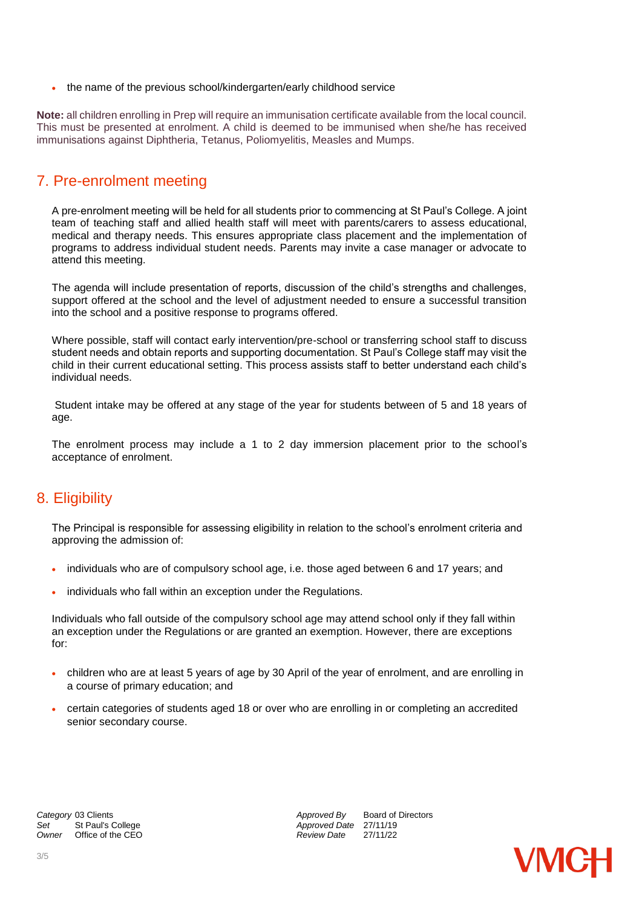- the name of the previous school/kindergarten/early childhood service

**Note:** all children enrolling in Prep will require an immunisation certificate available from the local council. This must be presented at enrolment. A child is deemed to be immunised when she/he has received immunisations against Diphtheria, Tetanus, Poliomyelitis, Measles and Mumps.

## 7. Pre-enrolment meeting

A pre-enrolment meeting will be held for all students prior to commencing at St Paul's College. A joint team of teaching staff and allied health staff will meet with parents/carers to assess educational, medical and therapy needs. This ensures appropriate class placement and the implementation of programs to address individual student needs. Parents may invite a case manager or advocate to attend this meeting.

The agenda will include presentation of reports, discussion of the child's strengths and challenges, support offered at the school and the level of adjustment needed to ensure a successful transition into the school and a positive response to programs offered.

Where possible, staff will contact early intervention/pre-school or transferring school staff to discuss student needs and obtain reports and supporting documentation. St Paul's College staff may visit the child in their current educational setting. This process assists staff to better understand each child's individual needs.

Student intake may be offered at any stage of the year for students between of 5 and 18 years of age.

The enrolment process may include a 1 to 2 day immersion placement prior to the school's acceptance of enrolment.

## 8. Eligibility

The Principal is responsible for assessing eligibility in relation to the school's enrolment criteria and approving the admission of:

- individuals who are of compulsory school age, i.e. those aged between 6 and 17 years; and
- individuals who fall within an exception under the Regulations.

Individuals who fall outside of the compulsory school age may attend school only if they fall within an exception under the Regulations or are granted an exemption. However, there are exceptions for:

- children who are at least 5 years of age by 30 April of the year of enrolment, and are enrolling in a course of primary education; and
- certain categories of students aged 18 or over who are enrolling in or completing an accredited senior secondary course.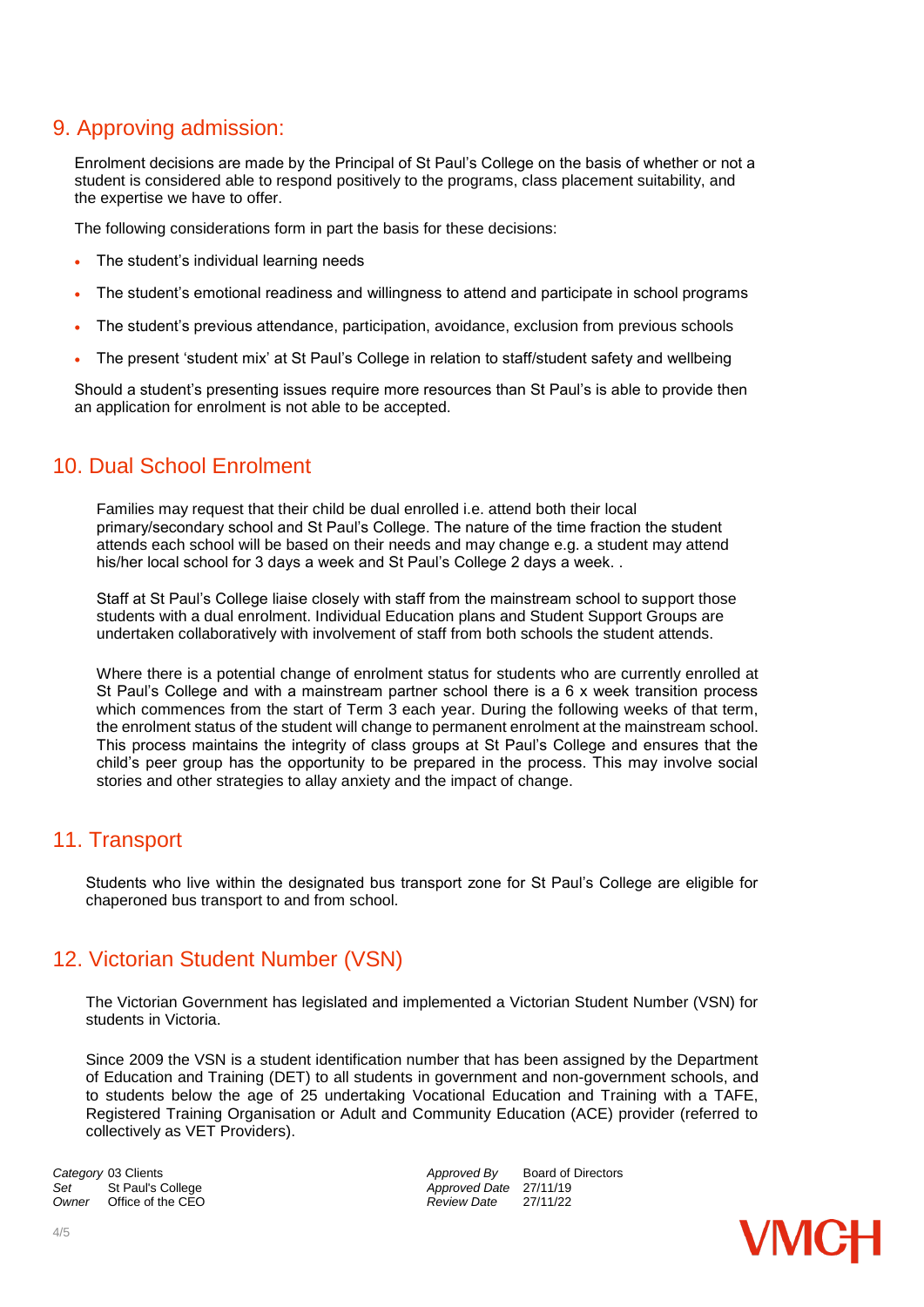## 9. Approving admission:

Enrolment decisions are made by the Principal of St Paul's College on the basis of whether or not a student is considered able to respond positively to the programs, class placement suitability, and the expertise we have to offer.

The following considerations form in part the basis for these decisions:

- The student's individual learning needs
- The student's emotional readiness and willingness to attend and participate in school programs
- The student's previous attendance, participation, avoidance, exclusion from previous schools
- The present 'student mix' at St Paul's College in relation to staff/student safety and wellbeing

Should a student's presenting issues require more resources than St Paul's is able to provide then an application for enrolment is not able to be accepted.

## 10. Dual School Enrolment

Families may request that their child be dual enrolled i.e. attend both their local primary/secondary school and St Paul's College. The nature of the time fraction the student attends each school will be based on their needs and may change e.g. a student may attend his/her local school for 3 days a week and St Paul's College 2 days a week. .

Staff at St Paul's College liaise closely with staff from the mainstream school to support those students with a dual enrolment. Individual Education plans and Student Support Groups are undertaken collaboratively with involvement of staff from both schools the student attends.

Where there is a potential change of enrolment status for students who are currently enrolled at St Paul's College and with a mainstream partner school there is a 6 x week transition process which commences from the start of Term 3 each year. During the following weeks of that term, the enrolment status of the student will change to permanent enrolment at the mainstream school. This process maintains the integrity of class groups at St Paul's College and ensures that the child's peer group has the opportunity to be prepared in the process. This may involve social stories and other strategies to allay anxiety and the impact of change.

## 11. Transport

Students who live within the designated bus transport zone for St Paul's College are eligible for chaperoned bus transport to and from school.

## 12. Victorian Student Number (VSN)

The Victorian Government has legislated and implemented a Victorian Student Number (VSN) for students in Victoria.

Since 2009 the VSN is a student identification number that has been assigned by the Department of Education and Training (DET) to all students in government and non-government schools, and to students below the age of 25 undertaking Vocational Education and Training with a TAFE, Registered Training Organisation or Adult and Community Education (ACE) provider (referred to collectively as VET Providers).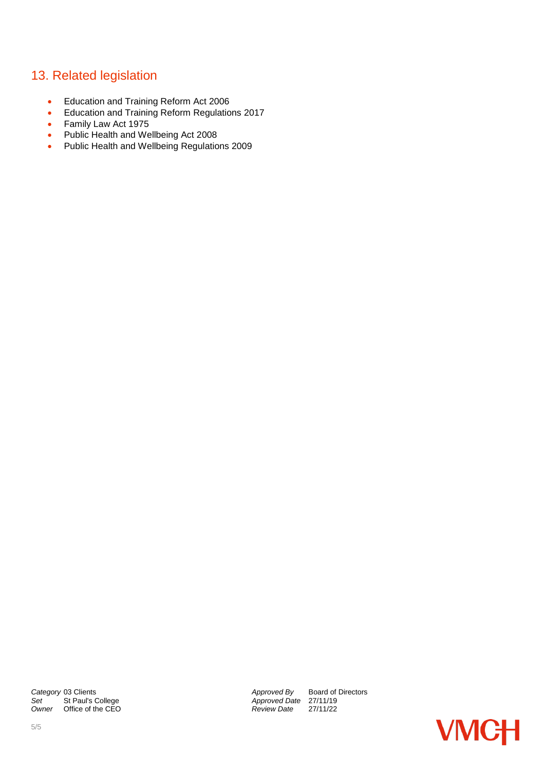## 13. Related legislation

- Education and Training Reform Act 2006
- Education and Training Reform Regulations 2017
- Family Law Act 1975
- Public Health and Wellbeing Act 2008
- Public Health and Wellbeing Regulations 2009